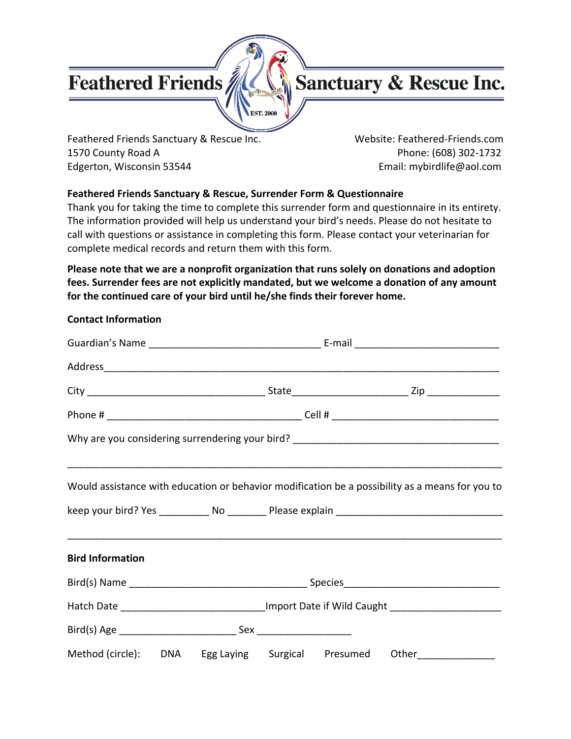# Feathered Friends Sanctuary & Rescue Inc.

EST. 2000

Feathered Friends Sanctuary & Rescue Inc.
1570 County Road A
Edgerton, Wisconsin 53544

Website: Feathered-Friends.com
Phone: (608) 302-1732
Email: mybirdlife@aol.com

**Feathered Friends Sanctuary & Rescue, Surrender Form & Questionnaire**

Thank you for taking the time to complete this surrender form and questionnaire in its entirety. The information provided will help us understand your bird's needs. Please do not hesitate to call with questions or assistance in completing this form. Please contact your veterinarian for complete medical records and return them with this form.

**Please note that we are a nonprofit organization that runs solely on donations and adoption fees. Surrender fees are not explicitly mandated, but we welcome a donation of any amount for the continued care of your bird until he/she finds their forever home.**

**Contact Information**

Guardian's Name _______________________________ E-mail __________________________

Address______________________________________________________________________

City ________________________________ State_____________________ Zip _____________

Phone # ___________________________________ Cell # ______________________________

Why are you considering surrendering your bird? _____________________________________

______________________________________________________________________________

Would assistance with education or behavior modification be a possibility as a means for you to keep your bird? Yes _________ No _______ Please explain ______________________________

______________________________________________________________________________

**Bird Information**

Bird(s) Name ________________________________ Species___________________________

Hatch Date __________________________Import Date if Wild Caught ___________________

Bird(s) Age _____________________ Sex _________________

Method (circle): DNA Egg Laying Surgical Presumed Other_____________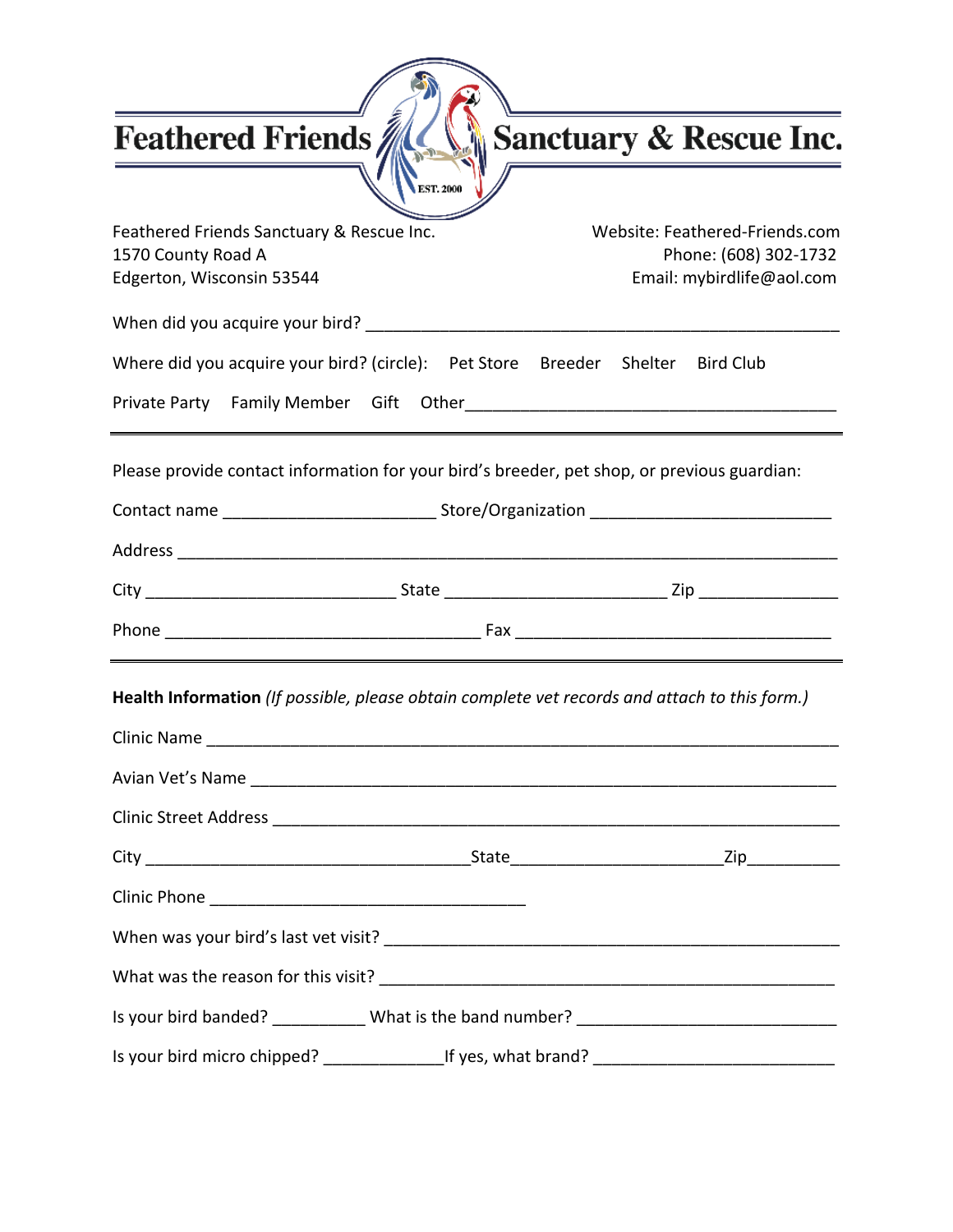# Feathered Friends Sanctuary & Rescue Inc.

EST. 2000

Feathered Friends Sanctuary & Rescue Inc.
1570 County Road A
Edgerton, Wisconsin 53544

Website: Feathered-Friends.com
Phone: (608) 302-1732
Email: mybirdlife@aol.com

When did you acquire your bird? ___________________________________________________

Where did you acquire your bird? (circle): Pet Store Breeder Shelter Bird Club

Private Party Family Member Gift Other________________________________________

---

Please provide contact information for your bird's breeder, pet shop, or previous guardian:

Contact name ______________________ Store/Organization _________________________

Address __________________________________________________________________

City __________________________ State _______________________ Zip ______________

Phone _________________________________ Fax _________________________________

---

**Health Information** *(If possible, please obtain complete vet records and attach to this form.)*

Clinic Name _______________________________________________________________

Avian Vet's Name ____________________________________________________________

Clinic Street Address _________________________________________________________

City __________________________________State______________________Zip_________

Clinic Phone _________________________________

When was your bird's last vet visit? _______________________________________________

What was the reason for this visit? _______________________________________________

Is your bird banded? __________ What is the band number? ___________________________

Is your bird micro chipped? _____________If yes, what brand? __________________________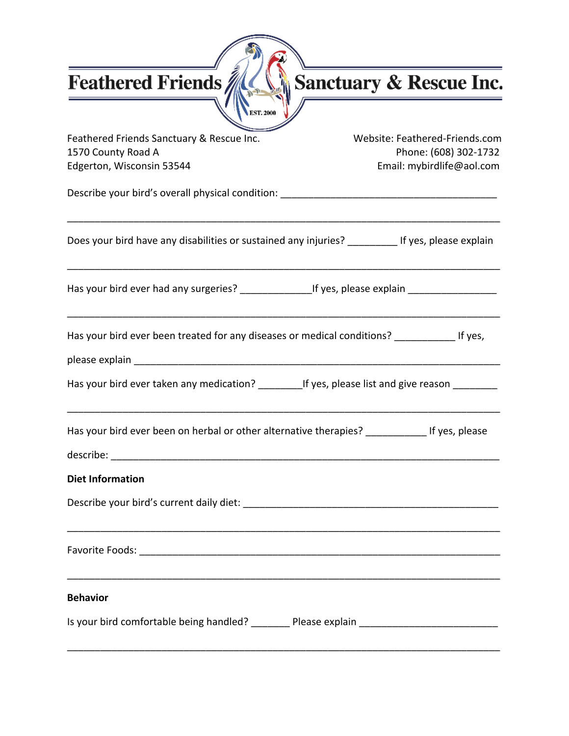# Feathered Friends Sanctuary & Rescue Inc.

EST. 2000

Feathered Friends Sanctuary & Rescue Inc.
1570 County Road A
Edgerton, Wisconsin 53544

Website: Feathered-Friends.com
Phone: (608) 302-1732
Email: mybirdlife@aol.com

Describe your bird's overall physical condition: ________________________________________

_________________________________________________________________________________

Does your bird have any disabilities or sustained any injuries? _________ If yes, please explain

_________________________________________________________________________________

Has your bird ever had any surgeries? _____________If yes, please explain ________________

_________________________________________________________________________________

Has your bird ever been treated for any diseases or medical conditions? ___________ If yes,

please explain ____________________________________________________________________

Has your bird ever taken any medication? ________If yes, please list and give reason ________

_________________________________________________________________________________

Has your bird ever been on herbal or other alternative therapies? ___________ If yes, please

describe: _________________________________________________________________________

**Diet Information**

Describe your bird's current daily diet: _______________________________________________

_________________________________________________________________________________

Favorite Foods: ____________________________________________________________________

_________________________________________________________________________________

**Behavior**

Is your bird comfortable being handled? _______ Please explain _________________________

_________________________________________________________________________________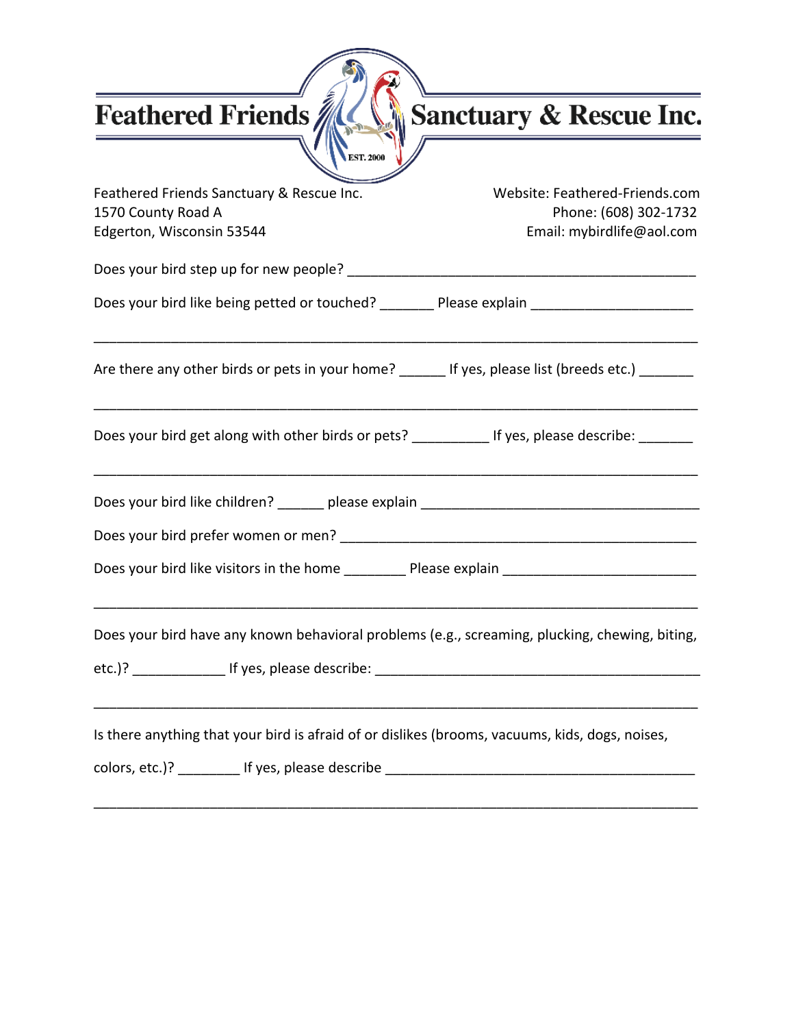# Feathered Friends Sanctuary & Rescue Inc.

EST. 2000

Feathered Friends Sanctuary & Rescue Inc.
1570 County Road A
Edgerton, Wisconsin 53544

Website: Feathered-Friends.com
Phone: (608) 302-1732
Email: mybirdlife@aol.com

Does your bird step up for new people? ____________________________________________

Does your bird like being petted or touched? _______ Please explain ____________________

_____________________________________________________________________________

Are there any other birds or pets in your home? ______ If yes, please list (breeds etc.) _______

_____________________________________________________________________________

Does your bird get along with other birds or pets? __________ If yes, please describe: _______

_____________________________________________________________________________

Does your bird like children? ______ please explain ___________________________________

Does your bird prefer women or men? ______________________________________________

Does your bird like visitors in the home ________ Please explain _________________________

_____________________________________________________________________________

Does your bird have any known behavioral problems (e.g., screaming, plucking, chewing, biting, etc.)? ____________ If yes, please describe: __________________________________________

_____________________________________________________________________________

Is there anything that your bird is afraid of or dislikes (brooms, vacuums, kids, dogs, noises, colors, etc.)? ________ If yes, please describe _______________________________________

_____________________________________________________________________________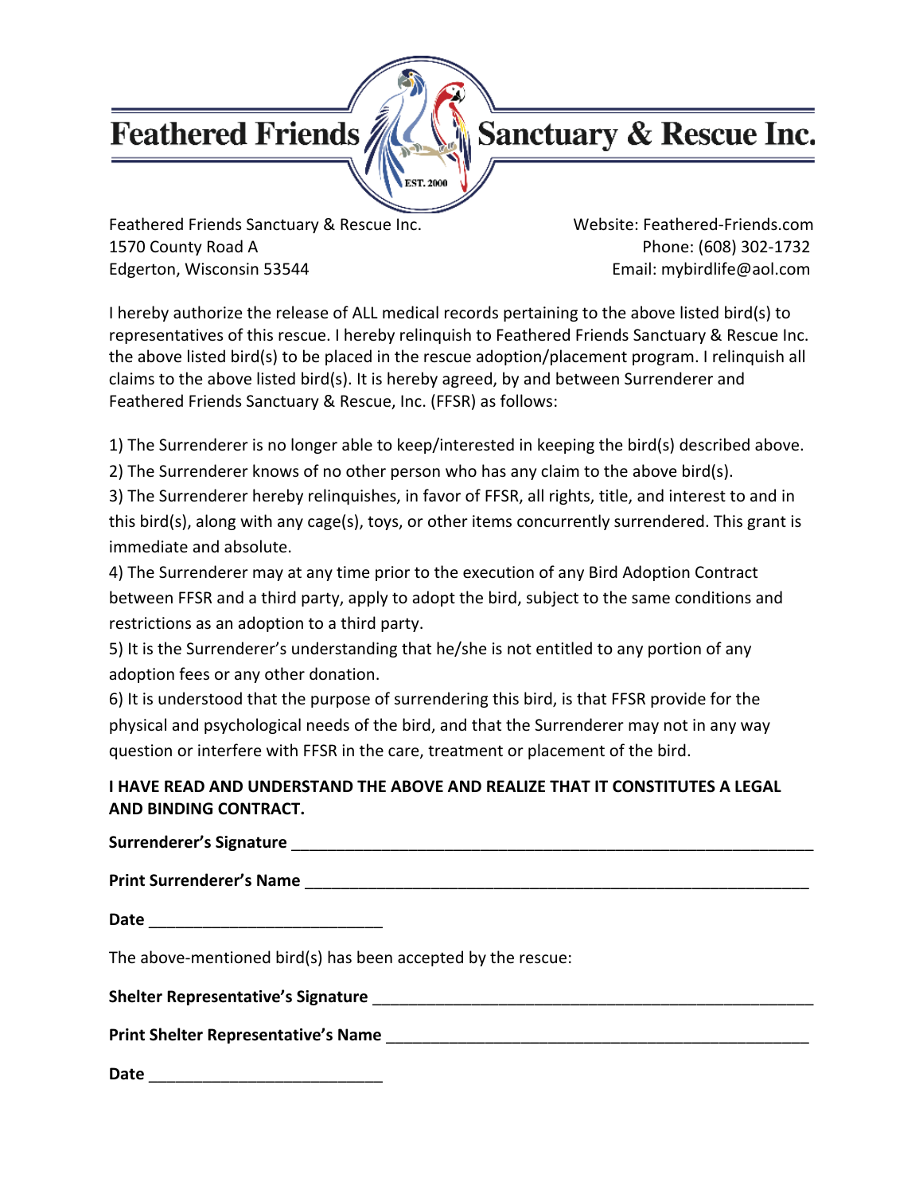# Feathered Friends Sanctuary & Rescue Inc.

EST. 2000

Feathered Friends Sanctuary & Rescue Inc.
1570 County Road A
Edgerton, Wisconsin 53544

Website: Feathered-Friends.com
Phone: (608) 302-1732
Email: mybirdlife@aol.com

I hereby authorize the release of ALL medical records pertaining to the above listed bird(s) to representatives of this rescue. I hereby relinquish to Feathered Friends Sanctuary & Rescue Inc. the above listed bird(s) to be placed in the rescue adoption/placement program. I relinquish all claims to the above listed bird(s). It is hereby agreed, by and between Surrenderer and Feathered Friends Sanctuary & Rescue, Inc. (FFSR) as follows:

1) The Surrenderer is no longer able to keep/interested in keeping the bird(s) described above.
2) The Surrenderer knows of no other person who has any claim to the above bird(s).
3) The Surrenderer hereby relinquishes, in favor of FFSR, all rights, title, and interest to and in this bird(s), along with any cage(s), toys, or other items concurrently surrendered. This grant is immediate and absolute.
4) The Surrenderer may at any time prior to the execution of any Bird Adoption Contract between FFSR and a third party, apply to adopt the bird, subject to the same conditions and restrictions as an adoption to a third party.
5) It is the Surrenderer's understanding that he/she is not entitled to any portion of any adoption fees or any other donation.
6) It is understood that the purpose of surrendering this bird, is that FFSR provide for the physical and psychological needs of the bird, and that the Surrenderer may not in any way question or interfere with FFSR in the care, treatment or placement of the bird.

**I HAVE READ AND UNDERSTAND THE ABOVE AND REALIZE THAT IT CONSTITUTES A LEGAL AND BINDING CONTRACT.**

**Surrenderer's Signature** ____________________________________________________________

**Print Surrenderer's Name** __________________________________________________________

**Date** ___________________________

The above-mentioned bird(s) has been accepted by the rescue:

**Shelter Representative's Signature** ___________________________________________________

**Print Shelter Representative's Name** _________________________________________________

**Date** ___________________________